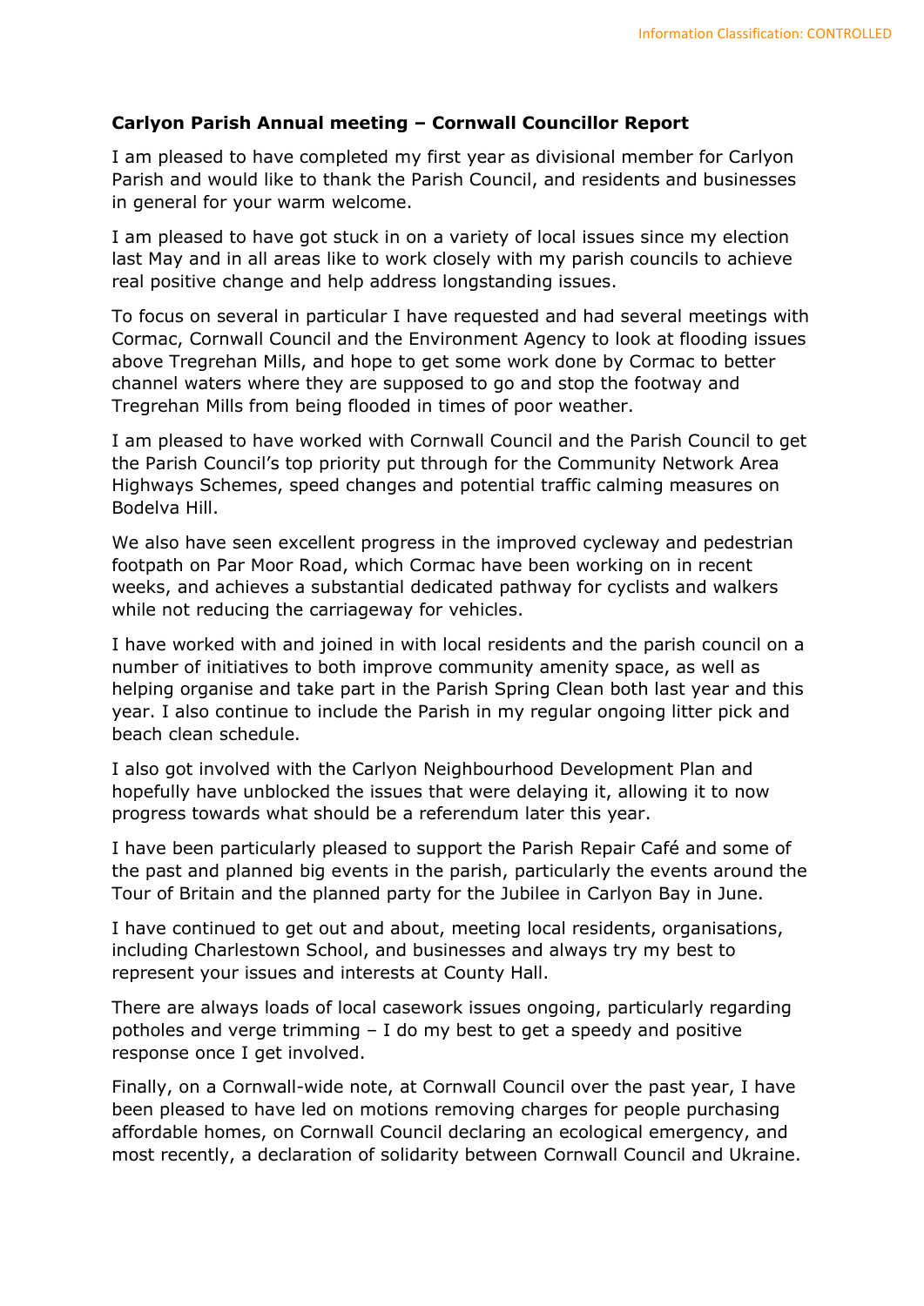**Carlyon Parish Annual meeting – Cornwall Councillor Report**

I am pleased to have completed my first year as divisional member for Carlyon Parish and would like to thank the Parish Council, and residents and businesses in general for your warm welcome.

I am pleased to have got stuck in on a variety of local issues since my election last May and in all areas like to work closely with my parish councils to achieve real positive change and help address longstanding issues.

To focus on several in particular I have requested and had several meetings with Cormac, Cornwall Council and the Environment Agency to look at flooding issues above Tregrehan Mills, and hope to get some work done by Cormac to better channel waters where they are supposed to go and stop the footway and Tregrehan Mills from being flooded in times of poor weather.

I am pleased to have worked with Cornwall Council and the Parish Council to get the Parish Council's top priority put through for the Community Network Area Highways Schemes, speed changes and potential traffic calming measures on Bodelva Hill.

We also have seen excellent progress in the improved cycleway and pedestrian footpath on Par Moor Road, which Cormac have been working on in recent weeks, and achieves a substantial dedicated pathway for cyclists and walkers while not reducing the carriageway for vehicles.

I have worked with and joined in with local residents and the parish council on a number of initiatives to both improve community amenity space, as well as helping organise and take part in the Parish Spring Clean both last year and this year. I also continue to include the Parish in my regular ongoing litter pick and beach clean schedule.

I also got involved with the Carlyon Neighbourhood Development Plan and hopefully have unblocked the issues that were delaying it, allowing it to now progress towards what should be a referendum later this year.

I have been particularly pleased to support the Parish Repair Café and some of the past and planned big events in the parish, particularly the events around the Tour of Britain and the planned party for the Jubilee in Carlyon Bay in June.

I have continued to get out and about, meeting local residents, organisations, including Charlestown School, and businesses and always try my best to represent your issues and interests at County Hall.

There are always loads of local casework issues ongoing, particularly regarding potholes and verge trimming – I do my best to get a speedy and positive response once I get involved.

Finally, on a Cornwall-wide note, at Cornwall Council over the past year, I have been pleased to have led on motions removing charges for people purchasing affordable homes, on Cornwall Council declaring an ecological emergency, and most recently, a declaration of solidarity between Cornwall Council and Ukraine.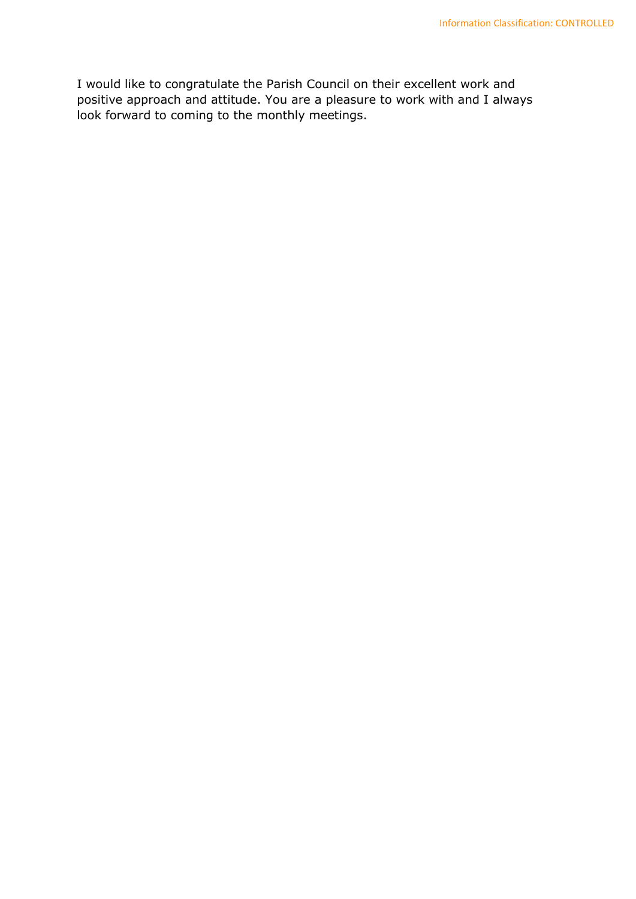I would like to congratulate the Parish Council on their excellent work and positive approach and attitude. You are a pleasure to work with and I always look forward to coming to the monthly meetings.